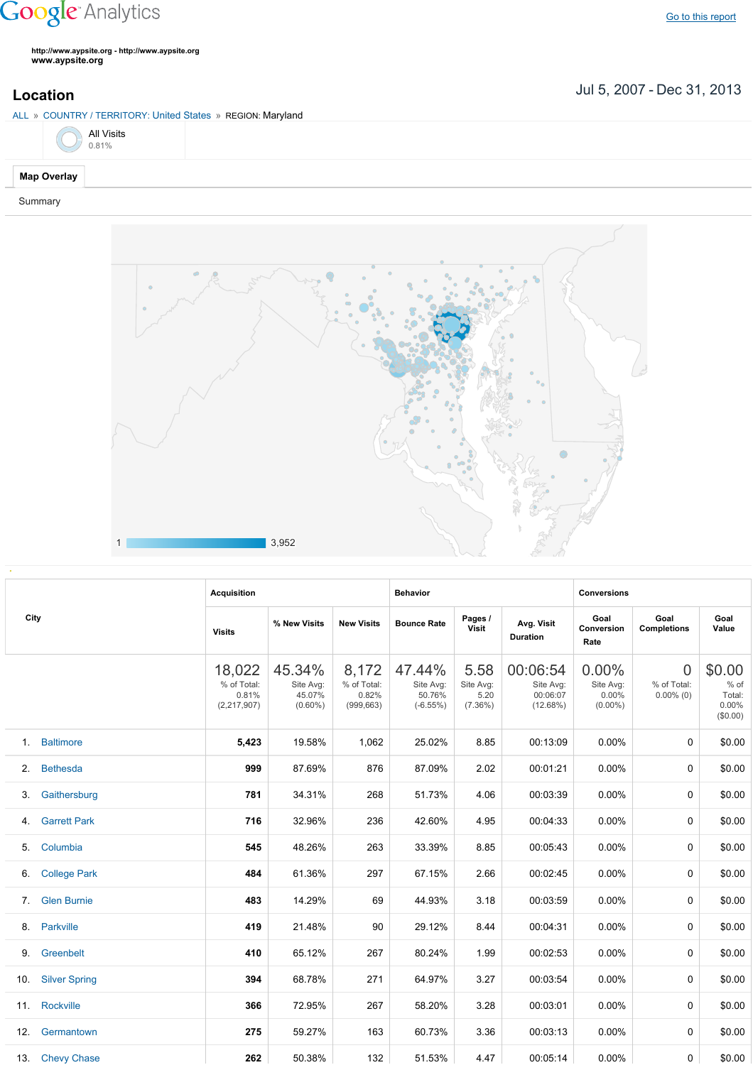Google Analytics

Go to this report

http://www.aypsite.org - http://www.aypsite.org
**www.aypsite.org**

## Location

Jul 5, 2007 - Dec 31, 2013

ALL » COUNTRY / TERRITORY: United States » REGION: Maryland

All Visits
0.81%

**Map Overlay**

Summary

1 3,952

| City | Acquisition | | | Behavior | | | Conversions | | |
|---|---|---|---|---|---|---|---|---|---|
| | Visits | % New Visits | New Visits | Bounce Rate | Pages / Visit | Avg. Visit Duration | Goal Conversion Rate | Goal Completions | Goal Value |
| | 18,022 % of Total: 0.81% (2,217,907) | 45.34% Site Avg: 45.07% (0.60%) | 8,172 % of Total: 0.82% (999,663) | 47.44% Site Avg: 50.76% (-6.55%) | 5.58 Site Avg: 5.20 (7.36%) | 00:06:54 Site Avg: 00:06:07 (12.68%) | 0.00% Site Avg: 0.00% (0.00%) | 0 % of Total: 0.00% (0) | $0.00 % of Total: 0.00% ($0.00) |
| 1. Baltimore | **5,423** | 19.58% | 1,062 | 25.02% | 8.85 | 00:13:09 | 0.00% | 0 | $0.00 |
| 2. Bethesda | **999** | 87.69% | 876 | 87.09% | 2.02 | 00:01:21 | 0.00% | 0 | $0.00 |
| 3. Gaithersburg | **781** | 34.31% | 268 | 51.73% | 4.06 | 00:03:39 | 0.00% | 0 | $0.00 |
| 4. Garrett Park | **716** | 32.96% | 236 | 42.60% | 4.95 | 00:04:33 | 0.00% | 0 | $0.00 |
| 5. Columbia | **545** | 48.26% | 263 | 33.39% | 8.85 | 00:05:43 | 0.00% | 0 | $0.00 |
| 6. College Park | **484** | 61.36% | 297 | 67.15% | 2.66 | 00:02:45 | 0.00% | 0 | $0.00 |
| 7. Glen Burnie | **483** | 14.29% | 69 | 44.93% | 3.18 | 00:03:59 | 0.00% | 0 | $0.00 |
| 8. Parkville | **419** | 21.48% | 90 | 29.12% | 8.44 | 00:04:31 | 0.00% | 0 | $0.00 |
| 9. Greenbelt | **410** | 65.12% | 267 | 80.24% | 1.99 | 00:02:53 | 0.00% | 0 | $0.00 |
| 10. Silver Spring | **394** | 68.78% | 271 | 64.97% | 3.27 | 00:03:54 | 0.00% | 0 | $0.00 |
| 11. Rockville | **366** | 72.95% | 267 | 58.20% | 3.28 | 00:03:01 | 0.00% | 0 | $0.00 |
| 12. Germantown | **275** | 59.27% | 163 | 60.73% | 3.36 | 00:03:13 | 0.00% | 0 | $0.00 |
| 13. Chevy Chase | **262** | 50.38% | 132 | 51.53% | 4.47 | 00:05:14 | 0.00% | 0 | $0.00 |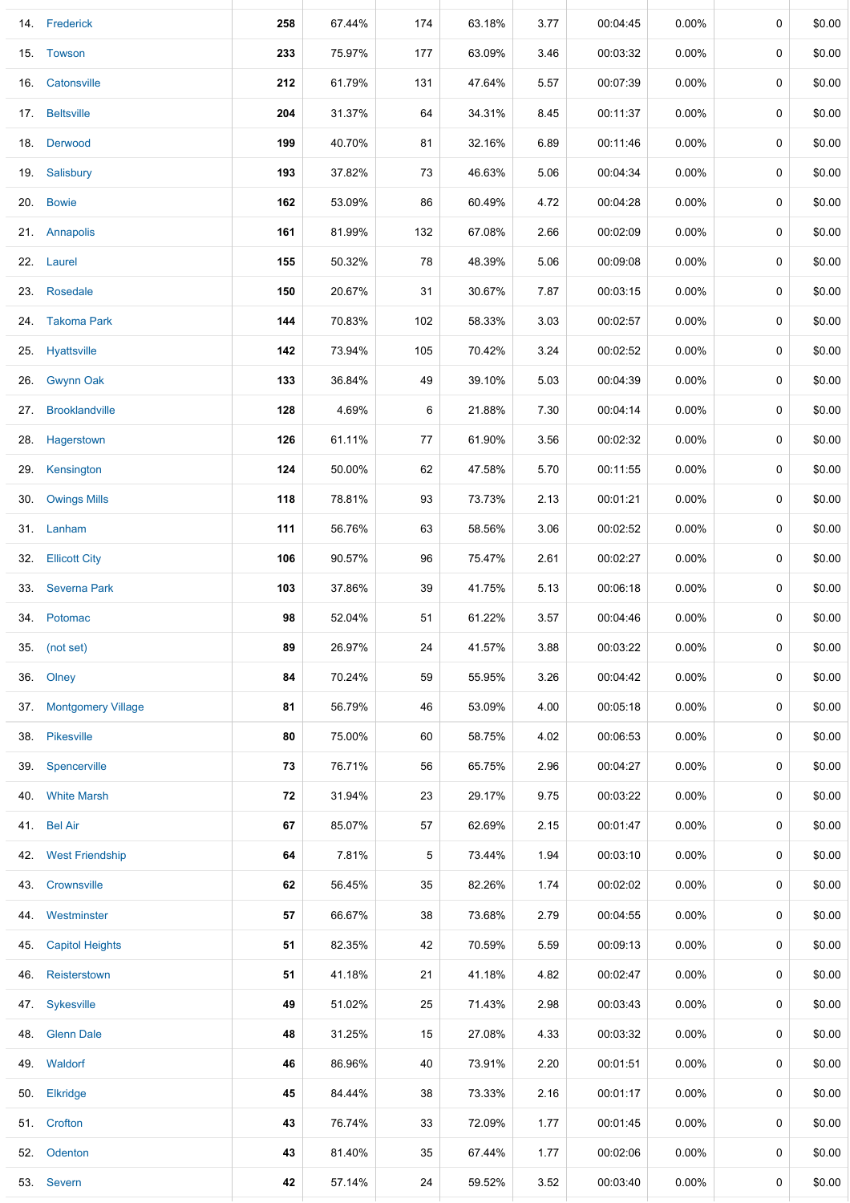| | | | | | | | | | | |
|---|---|---|---|---|---|---|---|---|---|---|
| 14. | Frederick | **258** | 67.44% | 174 | 63.18% | 3.77 | 00:04:45 | 0.00% | 0 | $0.00 |
| 15. | Towson | **233** | 75.97% | 177 | 63.09% | 3.46 | 00:03:32 | 0.00% | 0 | $0.00 |
| 16. | Catonsville | **212** | 61.79% | 131 | 47.64% | 5.57 | 00:07:39 | 0.00% | 0 | $0.00 |
| 17. | Beltsville | **204** | 31.37% | 64 | 34.31% | 8.45 | 00:11:37 | 0.00% | 0 | $0.00 |
| 18. | Derwood | **199** | 40.70% | 81 | 32.16% | 6.89 | 00:11:46 | 0.00% | 0 | $0.00 |
| 19. | Salisbury | **193** | 37.82% | 73 | 46.63% | 5.06 | 00:04:34 | 0.00% | 0 | $0.00 |
| 20. | Bowie | **162** | 53.09% | 86 | 60.49% | 4.72 | 00:04:28 | 0.00% | 0 | $0.00 |
| 21. | Annapolis | **161** | 81.99% | 132 | 67.08% | 2.66 | 00:02:09 | 0.00% | 0 | $0.00 |
| 22. | Laurel | **155** | 50.32% | 78 | 48.39% | 5.06 | 00:09:08 | 0.00% | 0 | $0.00 |
| 23. | Rosedale | **150** | 20.67% | 31 | 30.67% | 7.87 | 00:03:15 | 0.00% | 0 | $0.00 |
| 24. | Takoma Park | **144** | 70.83% | 102 | 58.33% | 3.03 | 00:02:57 | 0.00% | 0 | $0.00 |
| 25. | Hyattsville | **142** | 73.94% | 105 | 70.42% | 3.24 | 00:02:52 | 0.00% | 0 | $0.00 |
| 26. | Gwynn Oak | **133** | 36.84% | 49 | 39.10% | 5.03 | 00:04:39 | 0.00% | 0 | $0.00 |
| 27. | Brooklandville | **128** | 4.69% | 6 | 21.88% | 7.30 | 00:04:14 | 0.00% | 0 | $0.00 |
| 28. | Hagerstown | **126** | 61.11% | 77 | 61.90% | 3.56 | 00:02:32 | 0.00% | 0 | $0.00 |
| 29. | Kensington | **124** | 50.00% | 62 | 47.58% | 5.70 | 00:11:55 | 0.00% | 0 | $0.00 |
| 30. | Owings Mills | **118** | 78.81% | 93 | 73.73% | 2.13 | 00:01:21 | 0.00% | 0 | $0.00 |
| 31. | Lanham | **111** | 56.76% | 63 | 58.56% | 3.06 | 00:02:52 | 0.00% | 0 | $0.00 |
| 32. | Ellicott City | **106** | 90.57% | 96 | 75.47% | 2.61 | 00:02:27 | 0.00% | 0 | $0.00 |
| 33. | Severna Park | **103** | 37.86% | 39 | 41.75% | 5.13 | 00:06:18 | 0.00% | 0 | $0.00 |
| 34. | Potomac | **98** | 52.04% | 51 | 61.22% | 3.57 | 00:04:46 | 0.00% | 0 | $0.00 |
| 35. | (not set) | **89** | 26.97% | 24 | 41.57% | 3.88 | 00:03:22 | 0.00% | 0 | $0.00 |
| 36. | Olney | **84** | 70.24% | 59 | 55.95% | 3.26 | 00:04:42 | 0.00% | 0 | $0.00 |
| 37. | Montgomery Village | **81** | 56.79% | 46 | 53.09% | 4.00 | 00:05:18 | 0.00% | 0 | $0.00 |
| 38. | Pikesville | **80** | 75.00% | 60 | 58.75% | 4.02 | 00:06:53 | 0.00% | 0 | $0.00 |
| 39. | Spencerville | **73** | 76.71% | 56 | 65.75% | 2.96 | 00:04:27 | 0.00% | 0 | $0.00 |
| 40. | White Marsh | **72** | 31.94% | 23 | 29.17% | 9.75 | 00:03:22 | 0.00% | 0 | $0.00 |
| 41. | Bel Air | **67** | 85.07% | 57 | 62.69% | 2.15 | 00:01:47 | 0.00% | 0 | $0.00 |
| 42. | West Friendship | **64** | 7.81% | 5 | 73.44% | 1.94 | 00:03:10 | 0.00% | 0 | $0.00 |
| 43. | Crownsville | **62** | 56.45% | 35 | 82.26% | 1.74 | 00:02:02 | 0.00% | 0 | $0.00 |
| 44. | Westminster | **57** | 66.67% | 38 | 73.68% | 2.79 | 00:04:55 | 0.00% | 0 | $0.00 |
| 45. | Capitol Heights | **51** | 82.35% | 42 | 70.59% | 5.59 | 00:09:13 | 0.00% | 0 | $0.00 |
| 46. | Reisterstown | **51** | 41.18% | 21 | 41.18% | 4.82 | 00:02:47 | 0.00% | 0 | $0.00 |
| 47. | Sykesville | **49** | 51.02% | 25 | 71.43% | 2.98 | 00:03:43 | 0.00% | 0 | $0.00 |
| 48. | Glenn Dale | **48** | 31.25% | 15 | 27.08% | 4.33 | 00:03:32 | 0.00% | 0 | $0.00 |
| 49. | Waldorf | **46** | 86.96% | 40 | 73.91% | 2.20 | 00:01:51 | 0.00% | 0 | $0.00 |
| 50. | Elkridge | **45** | 84.44% | 38 | 73.33% | 2.16 | 00:01:17 | 0.00% | 0 | $0.00 |
| 51. | Crofton | **43** | 76.74% | 33 | 72.09% | 1.77 | 00:01:45 | 0.00% | 0 | $0.00 |
| 52. | Odenton | **43** | 81.40% | 35 | 67.44% | 1.77 | 00:02:06 | 0.00% | 0 | $0.00 |
| 53. | Severn | **42** | 57.14% | 24 | 59.52% | 3.52 | 00:03:40 | 0.00% | 0 | $0.00 |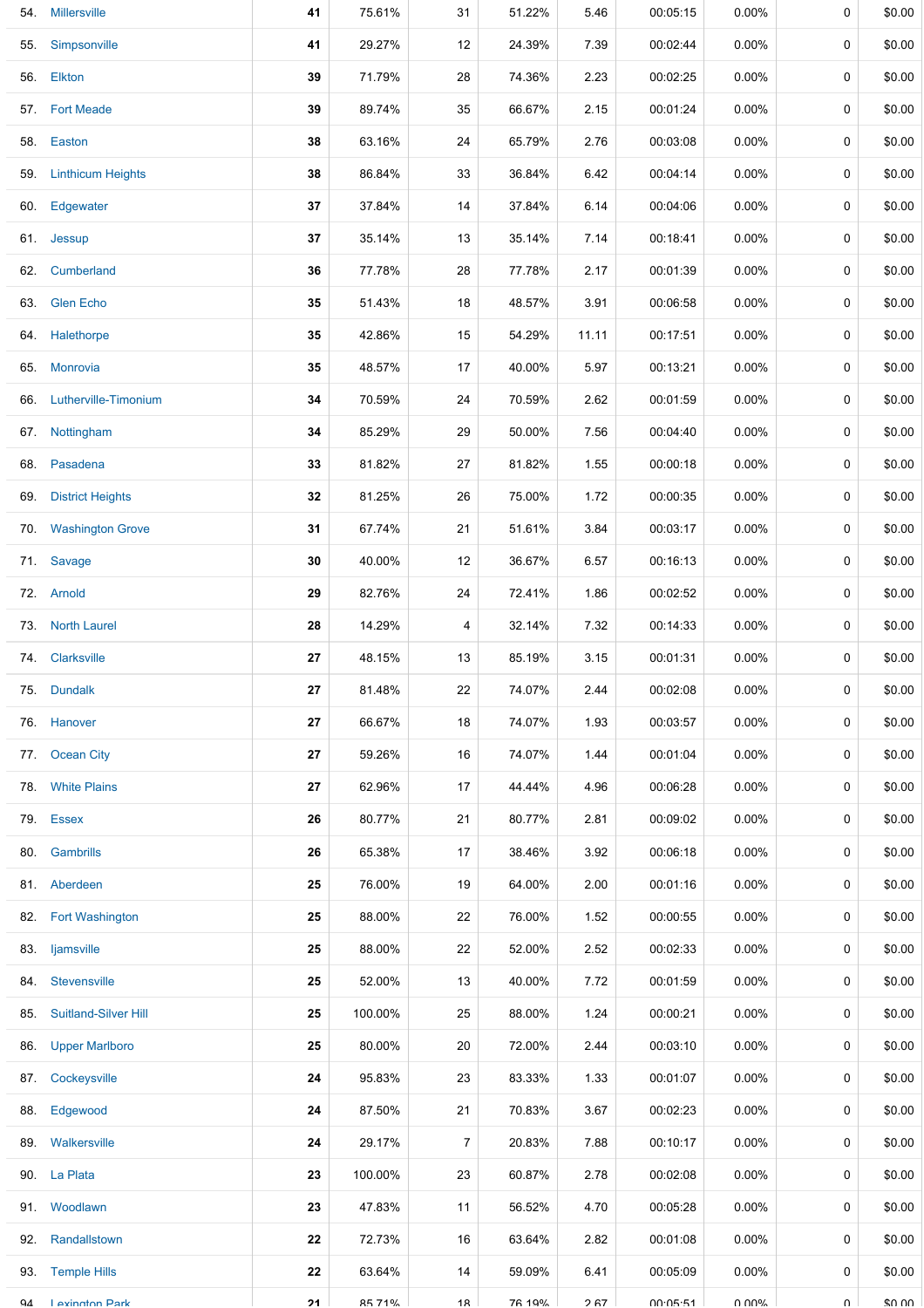| | | | | | | | | | | |
|---|---|---|---|---|---|---|---|---|---|---|
| 54. | Millersville | **41** | 75.61% | 31 | 51.22% | 5.46 | 00:05:15 | 0.00% | 0 | $0.00 |
| 55. | Simpsonville | **41** | 29.27% | 12 | 24.39% | 7.39 | 00:02:44 | 0.00% | 0 | $0.00 |
| 56. | Elkton | **39** | 71.79% | 28 | 74.36% | 2.23 | 00:02:25 | 0.00% | 0 | $0.00 |
| 57. | Fort Meade | **39** | 89.74% | 35 | 66.67% | 2.15 | 00:01:24 | 0.00% | 0 | $0.00 |
| 58. | Easton | **38** | 63.16% | 24 | 65.79% | 2.76 | 00:03:08 | 0.00% | 0 | $0.00 |
| 59. | Linthicum Heights | **38** | 86.84% | 33 | 36.84% | 6.42 | 00:04:14 | 0.00% | 0 | $0.00 |
| 60. | Edgewater | **37** | 37.84% | 14 | 37.84% | 6.14 | 00:04:06 | 0.00% | 0 | $0.00 |
| 61. | Jessup | **37** | 35.14% | 13 | 35.14% | 7.14 | 00:18:41 | 0.00% | 0 | $0.00 |
| 62. | Cumberland | **36** | 77.78% | 28 | 77.78% | 2.17 | 00:01:39 | 0.00% | 0 | $0.00 |
| 63. | Glen Echo | **35** | 51.43% | 18 | 48.57% | 3.91 | 00:06:58 | 0.00% | 0 | $0.00 |
| 64. | Halethorpe | **35** | 42.86% | 15 | 54.29% | 11.11 | 00:17:51 | 0.00% | 0 | $0.00 |
| 65. | Monrovia | **35** | 48.57% | 17 | 40.00% | 5.97 | 00:13:21 | 0.00% | 0 | $0.00 |
| 66. | Lutherville-Timonium | **34** | 70.59% | 24 | 70.59% | 2.62 | 00:01:59 | 0.00% | 0 | $0.00 |
| 67. | Nottingham | **34** | 85.29% | 29 | 50.00% | 7.56 | 00:04:40 | 0.00% | 0 | $0.00 |
| 68. | Pasadena | **33** | 81.82% | 27 | 81.82% | 1.55 | 00:00:18 | 0.00% | 0 | $0.00 |
| 69. | District Heights | **32** | 81.25% | 26 | 75.00% | 1.72 | 00:00:35 | 0.00% | 0 | $0.00 |
| 70. | Washington Grove | **31** | 67.74% | 21 | 51.61% | 3.84 | 00:03:17 | 0.00% | 0 | $0.00 |
| 71. | Savage | **30** | 40.00% | 12 | 36.67% | 6.57 | 00:16:13 | 0.00% | 0 | $0.00 |
| 72. | Arnold | **29** | 82.76% | 24 | 72.41% | 1.86 | 00:02:52 | 0.00% | 0 | $0.00 |
| 73. | North Laurel | **28** | 14.29% | 4 | 32.14% | 7.32 | 00:14:33 | 0.00% | 0 | $0.00 |
| 74. | Clarksville | **27** | 48.15% | 13 | 85.19% | 3.15 | 00:01:31 | 0.00% | 0 | $0.00 |
| 75. | Dundalk | **27** | 81.48% | 22 | 74.07% | 2.44 | 00:02:08 | 0.00% | 0 | $0.00 |
| 76. | Hanover | **27** | 66.67% | 18 | 74.07% | 1.93 | 00:03:57 | 0.00% | 0 | $0.00 |
| 77. | Ocean City | **27** | 59.26% | 16 | 74.07% | 1.44 | 00:01:04 | 0.00% | 0 | $0.00 |
| 78. | White Plains | **27** | 62.96% | 17 | 44.44% | 4.96 | 00:06:28 | 0.00% | 0 | $0.00 |
| 79. | Essex | **26** | 80.77% | 21 | 80.77% | 2.81 | 00:09:02 | 0.00% | 0 | $0.00 |
| 80. | Gambrills | **26** | 65.38% | 17 | 38.46% | 3.92 | 00:06:18 | 0.00% | 0 | $0.00 |
| 81. | Aberdeen | **25** | 76.00% | 19 | 64.00% | 2.00 | 00:01:16 | 0.00% | 0 | $0.00 |
| 82. | Fort Washington | **25** | 88.00% | 22 | 76.00% | 1.52 | 00:00:55 | 0.00% | 0 | $0.00 |
| 83. | Ijamsville | **25** | 88.00% | 22 | 52.00% | 2.52 | 00:02:33 | 0.00% | 0 | $0.00 |
| 84. | Stevensville | **25** | 52.00% | 13 | 40.00% | 7.72 | 00:01:59 | 0.00% | 0 | $0.00 |
| 85. | Suitland-Silver Hill | **25** | 100.00% | 25 | 88.00% | 1.24 | 00:00:21 | 0.00% | 0 | $0.00 |
| 86. | Upper Marlboro | **25** | 80.00% | 20 | 72.00% | 2.44 | 00:03:10 | 0.00% | 0 | $0.00 |
| 87. | Cockeysville | **24** | 95.83% | 23 | 83.33% | 1.33 | 00:01:07 | 0.00% | 0 | $0.00 |
| 88. | Edgewood | **24** | 87.50% | 21 | 70.83% | 3.67 | 00:02:23 | 0.00% | 0 | $0.00 |
| 89. | Walkersville | **24** | 29.17% | 7 | 20.83% | 7.88 | 00:10:17 | 0.00% | 0 | $0.00 |
| 90. | La Plata | **23** | 100.00% | 23 | 60.87% | 2.78 | 00:02:08 | 0.00% | 0 | $0.00 |
| 91. | Woodlawn | **23** | 47.83% | 11 | 56.52% | 4.70 | 00:05:28 | 0.00% | 0 | $0.00 |
| 92. | Randallstown | **22** | 72.73% | 16 | 63.64% | 2.82 | 00:01:08 | 0.00% | 0 | $0.00 |
| 93. | Temple Hills | **22** | 63.64% | 14 | 59.09% | 6.41 | 00:05:09 | 0.00% | 0 | $0.00 |
| 94. | Lexington Park | **21** | 85.71% | 18 | 76.19% | 2.67 | 00:05:51 | 0.00% | 0 | $0.00 |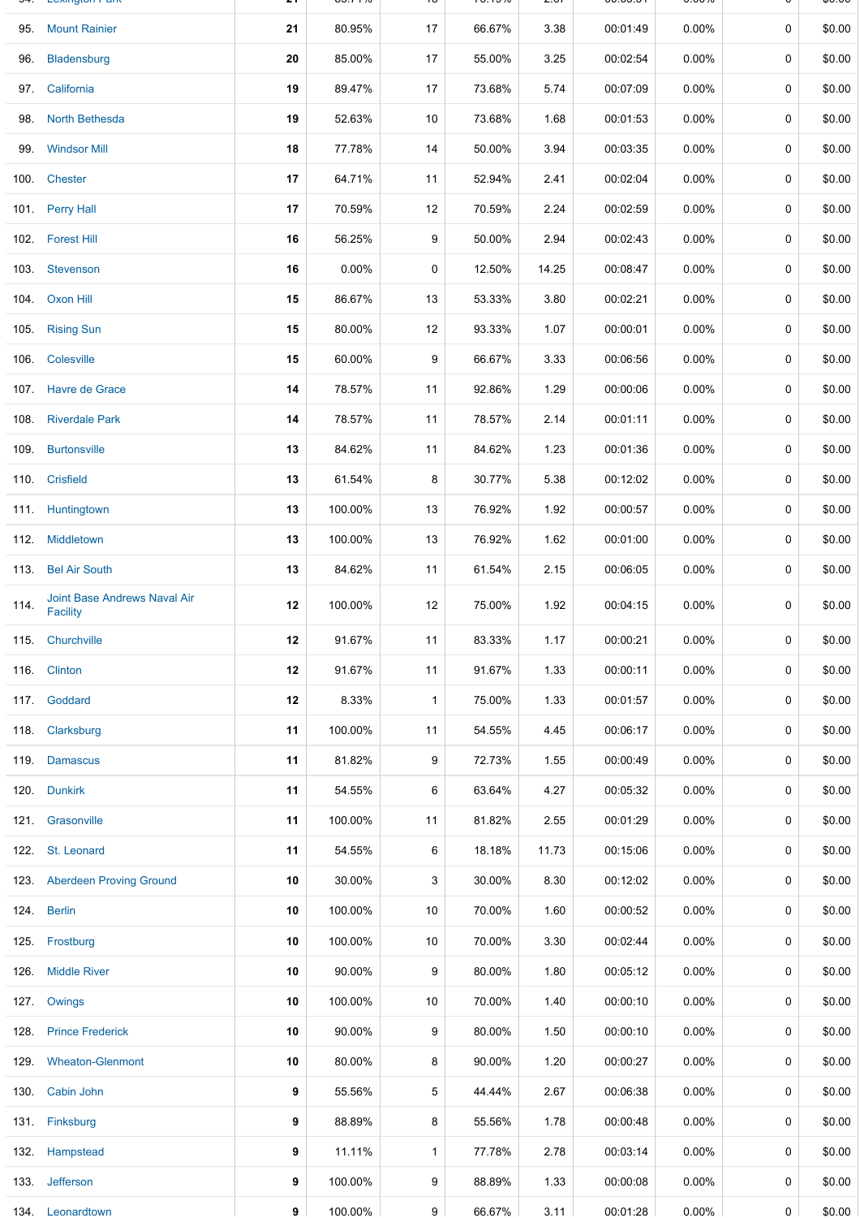| | | | | | | | | | | |
|---|---|---|---|---|---|---|---|---|---|---|
| 95. | Mount Rainier | 21 | 80.95% | 17 | 66.67% | 3.38 | 00:01:49 | 0.00% | 0 | $0.00 |
| 96. | Bladensburg | 20 | 85.00% | 17 | 55.00% | 3.25 | 00:02:54 | 0.00% | 0 | $0.00 |
| 97. | California | 19 | 89.47% | 17 | 73.68% | 5.74 | 00:07:09 | 0.00% | 0 | $0.00 |
| 98. | North Bethesda | 19 | 52.63% | 10 | 73.68% | 1.68 | 00:01:53 | 0.00% | 0 | $0.00 |
| 99. | Windsor Mill | 18 | 77.78% | 14 | 50.00% | 3.94 | 00:03:35 | 0.00% | 0 | $0.00 |
| 100. | Chester | 17 | 64.71% | 11 | 52.94% | 2.41 | 00:02:04 | 0.00% | 0 | $0.00 |
| 101. | Perry Hall | 17 | 70.59% | 12 | 70.59% | 2.24 | 00:02:59 | 0.00% | 0 | $0.00 |
| 102. | Forest Hill | 16 | 56.25% | 9 | 50.00% | 2.94 | 00:02:43 | 0.00% | 0 | $0.00 |
| 103. | Stevenson | 16 | 0.00% | 0 | 12.50% | 14.25 | 00:08:47 | 0.00% | 0 | $0.00 |
| 104. | Oxon Hill | 15 | 86.67% | 13 | 53.33% | 3.80 | 00:02:21 | 0.00% | 0 | $0.00 |
| 105. | Rising Sun | 15 | 80.00% | 12 | 93.33% | 1.07 | 00:00:01 | 0.00% | 0 | $0.00 |
| 106. | Colesville | 15 | 60.00% | 9 | 66.67% | 3.33 | 00:06:56 | 0.00% | 0 | $0.00 |
| 107. | Havre de Grace | 14 | 78.57% | 11 | 92.86% | 1.29 | 00:00:06 | 0.00% | 0 | $0.00 |
| 108. | Riverdale Park | 14 | 78.57% | 11 | 78.57% | 2.14 | 00:01:11 | 0.00% | 0 | $0.00 |
| 109. | Burtonsville | 13 | 84.62% | 11 | 84.62% | 1.23 | 00:01:36 | 0.00% | 0 | $0.00 |
| 110. | Crisfield | 13 | 61.54% | 8 | 30.77% | 5.38 | 00:12:02 | 0.00% | 0 | $0.00 |
| 111. | Huntingtown | 13 | 100.00% | 13 | 76.92% | 1.92 | 00:00:57 | 0.00% | 0 | $0.00 |
| 112. | Middletown | 13 | 100.00% | 13 | 76.92% | 1.62 | 00:01:00 | 0.00% | 0 | $0.00 |
| 113. | Bel Air South | 13 | 84.62% | 11 | 61.54% | 2.15 | 00:06:05 | 0.00% | 0 | $0.00 |
| 114. | Joint Base Andrews Naval Air Facility | 12 | 100.00% | 12 | 75.00% | 1.92 | 00:04:15 | 0.00% | 0 | $0.00 |
| 115. | Churchville | 12 | 91.67% | 11 | 83.33% | 1.17 | 00:00:21 | 0.00% | 0 | $0.00 |
| 116. | Clinton | 12 | 91.67% | 11 | 91.67% | 1.33 | 00:00:11 | 0.00% | 0 | $0.00 |
| 117. | Goddard | 12 | 8.33% | 1 | 75.00% | 1.33 | 00:01:57 | 0.00% | 0 | $0.00 |
| 118. | Clarksburg | 11 | 100.00% | 11 | 54.55% | 4.45 | 00:06:17 | 0.00% | 0 | $0.00 |
| 119. | Damascus | 11 | 81.82% | 9 | 72.73% | 1.55 | 00:00:49 | 0.00% | 0 | $0.00 |
| 120. | Dunkirk | 11 | 54.55% | 6 | 63.64% | 4.27 | 00:05:32 | 0.00% | 0 | $0.00 |
| 121. | Grasonville | 11 | 100.00% | 11 | 81.82% | 2.55 | 00:01:29 | 0.00% | 0 | $0.00 |
| 122. | St. Leonard | 11 | 54.55% | 6 | 18.18% | 11.73 | 00:15:06 | 0.00% | 0 | $0.00 |
| 123. | Aberdeen Proving Ground | 10 | 30.00% | 3 | 30.00% | 8.30 | 00:12:02 | 0.00% | 0 | $0.00 |
| 124. | Berlin | 10 | 100.00% | 10 | 70.00% | 1.60 | 00:00:52 | 0.00% | 0 | $0.00 |
| 125. | Frostburg | 10 | 100.00% | 10 | 70.00% | 3.30 | 00:02:44 | 0.00% | 0 | $0.00 |
| 126. | Middle River | 10 | 90.00% | 9 | 80.00% | 1.80 | 00:05:12 | 0.00% | 0 | $0.00 |
| 127. | Owings | 10 | 100.00% | 10 | 70.00% | 1.40 | 00:00:10 | 0.00% | 0 | $0.00 |
| 128. | Prince Frederick | 10 | 90.00% | 9 | 80.00% | 1.50 | 00:00:10 | 0.00% | 0 | $0.00 |
| 129. | Wheaton-Glenmont | 10 | 80.00% | 8 | 90.00% | 1.20 | 00:00:27 | 0.00% | 0 | $0.00 |
| 130. | Cabin John | 9 | 55.56% | 5 | 44.44% | 2.67 | 00:06:38 | 0.00% | 0 | $0.00 |
| 131. | Finksburg | 9 | 88.89% | 8 | 55.56% | 1.78 | 00:00:48 | 0.00% | 0 | $0.00 |
| 132. | Hampstead | 9 | 11.11% | 1 | 77.78% | 2.78 | 00:03:14 | 0.00% | 0 | $0.00 |
| 133. | Jefferson | 9 | 100.00% | 9 | 88.89% | 1.33 | 00:00:08 | 0.00% | 0 | $0.00 |
| 134. | Leonardtown | 9 | 100.00% | 9 | 66.67% | 3.11 | 00:01:28 | 0.00% | 0 | $0.00 |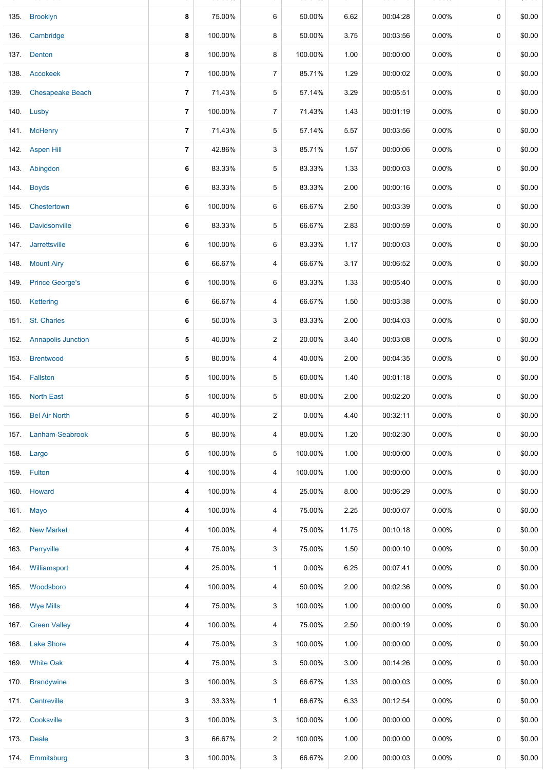| | | | | | | | | | | |
|---|---|---|---|---|---|---|---|---|---|---|
| 135. | Brooklyn | 8 | 75.00% | 6 | 50.00% | 6.62 | 00:04:28 | 0.00% | 0 | $0.00 |
| 136. | Cambridge | 8 | 100.00% | 8 | 50.00% | 3.75 | 00:03:56 | 0.00% | 0 | $0.00 |
| 137. | Denton | 8 | 100.00% | 8 | 100.00% | 1.00 | 00:00:00 | 0.00% | 0 | $0.00 |
| 138. | Accokeek | 7 | 100.00% | 7 | 85.71% | 1.29 | 00:00:02 | 0.00% | 0 | $0.00 |
| 139. | Chesapeake Beach | 7 | 71.43% | 5 | 57.14% | 3.29 | 00:05:51 | 0.00% | 0 | $0.00 |
| 140. | Lusby | 7 | 100.00% | 7 | 71.43% | 1.43 | 00:01:19 | 0.00% | 0 | $0.00 |
| 141. | McHenry | 7 | 71.43% | 5 | 57.14% | 5.57 | 00:03:56 | 0.00% | 0 | $0.00 |
| 142. | Aspen Hill | 7 | 42.86% | 3 | 85.71% | 1.57 | 00:00:06 | 0.00% | 0 | $0.00 |
| 143. | Abingdon | 6 | 83.33% | 5 | 83.33% | 1.33 | 00:00:03 | 0.00% | 0 | $0.00 |
| 144. | Boyds | 6 | 83.33% | 5 | 83.33% | 2.00 | 00:00:16 | 0.00% | 0 | $0.00 |
| 145. | Chestertown | 6 | 100.00% | 6 | 66.67% | 2.50 | 00:03:39 | 0.00% | 0 | $0.00 |
| 146. | Davidsonville | 6 | 83.33% | 5 | 66.67% | 2.83 | 00:00:59 | 0.00% | 0 | $0.00 |
| 147. | Jarrettsville | 6 | 100.00% | 6 | 83.33% | 1.17 | 00:00:03 | 0.00% | 0 | $0.00 |
| 148. | Mount Airy | 6 | 66.67% | 4 | 66.67% | 3.17 | 00:06:52 | 0.00% | 0 | $0.00 |
| 149. | Prince George's | 6 | 100.00% | 6 | 83.33% | 1.33 | 00:05:40 | 0.00% | 0 | $0.00 |
| 150. | Kettering | 6 | 66.67% | 4 | 66.67% | 1.50 | 00:03:38 | 0.00% | 0 | $0.00 |
| 151. | St. Charles | 6 | 50.00% | 3 | 83.33% | 2.00 | 00:04:03 | 0.00% | 0 | $0.00 |
| 152. | Annapolis Junction | 5 | 40.00% | 2 | 20.00% | 3.40 | 00:03:08 | 0.00% | 0 | $0.00 |
| 153. | Brentwood | 5 | 80.00% | 4 | 40.00% | 2.00 | 00:04:35 | 0.00% | 0 | $0.00 |
| 154. | Fallston | 5 | 100.00% | 5 | 60.00% | 1.40 | 00:01:18 | 0.00% | 0 | $0.00 |
| 155. | North East | 5 | 100.00% | 5 | 80.00% | 2.00 | 00:02:20 | 0.00% | 0 | $0.00 |
| 156. | Bel Air North | 5 | 40.00% | 2 | 0.00% | 4.40 | 00:32:11 | 0.00% | 0 | $0.00 |
| 157. | Lanham-Seabrook | 5 | 80.00% | 4 | 80.00% | 1.20 | 00:02:30 | 0.00% | 0 | $0.00 |
| 158. | Largo | 5 | 100.00% | 5 | 100.00% | 1.00 | 00:00:00 | 0.00% | 0 | $0.00 |
| 159. | Fulton | 4 | 100.00% | 4 | 100.00% | 1.00 | 00:00:00 | 0.00% | 0 | $0.00 |
| 160. | Howard | 4 | 100.00% | 4 | 25.00% | 8.00 | 00:06:29 | 0.00% | 0 | $0.00 |
| 161. | Mayo | 4 | 100.00% | 4 | 75.00% | 2.25 | 00:00:07 | 0.00% | 0 | $0.00 |
| 162. | New Market | 4 | 100.00% | 4 | 75.00% | 11.75 | 00:10:18 | 0.00% | 0 | $0.00 |
| 163. | Perryville | 4 | 75.00% | 3 | 75.00% | 1.50 | 00:00:10 | 0.00% | 0 | $0.00 |
| 164. | Williamsport | 4 | 25.00% | 1 | 0.00% | 6.25 | 00:07:41 | 0.00% | 0 | $0.00 |
| 165. | Woodsboro | 4 | 100.00% | 4 | 50.00% | 2.00 | 00:02:36 | 0.00% | 0 | $0.00 |
| 166. | Wye Mills | 4 | 75.00% | 3 | 100.00% | 1.00 | 00:00:00 | 0.00% | 0 | $0.00 |
| 167. | Green Valley | 4 | 100.00% | 4 | 75.00% | 2.50 | 00:00:19 | 0.00% | 0 | $0.00 |
| 168. | Lake Shore | 4 | 75.00% | 3 | 100.00% | 1.00 | 00:00:00 | 0.00% | 0 | $0.00 |
| 169. | White Oak | 4 | 75.00% | 3 | 50.00% | 3.00 | 00:14:26 | 0.00% | 0 | $0.00 |
| 170. | Brandywine | 3 | 100.00% | 3 | 66.67% | 1.33 | 00:00:03 | 0.00% | 0 | $0.00 |
| 171. | Centreville | 3 | 33.33% | 1 | 66.67% | 6.33 | 00:12:54 | 0.00% | 0 | $0.00 |
| 172. | Cooksville | 3 | 100.00% | 3 | 100.00% | 1.00 | 00:00:00 | 0.00% | 0 | $0.00 |
| 173. | Deale | 3 | 66.67% | 2 | 100.00% | 1.00 | 00:00:00 | 0.00% | 0 | $0.00 |
| 174. | Emmitsburg | 3 | 100.00% | 3 | 66.67% | 2.00 | 00:00:03 | 0.00% | 0 | $0.00 |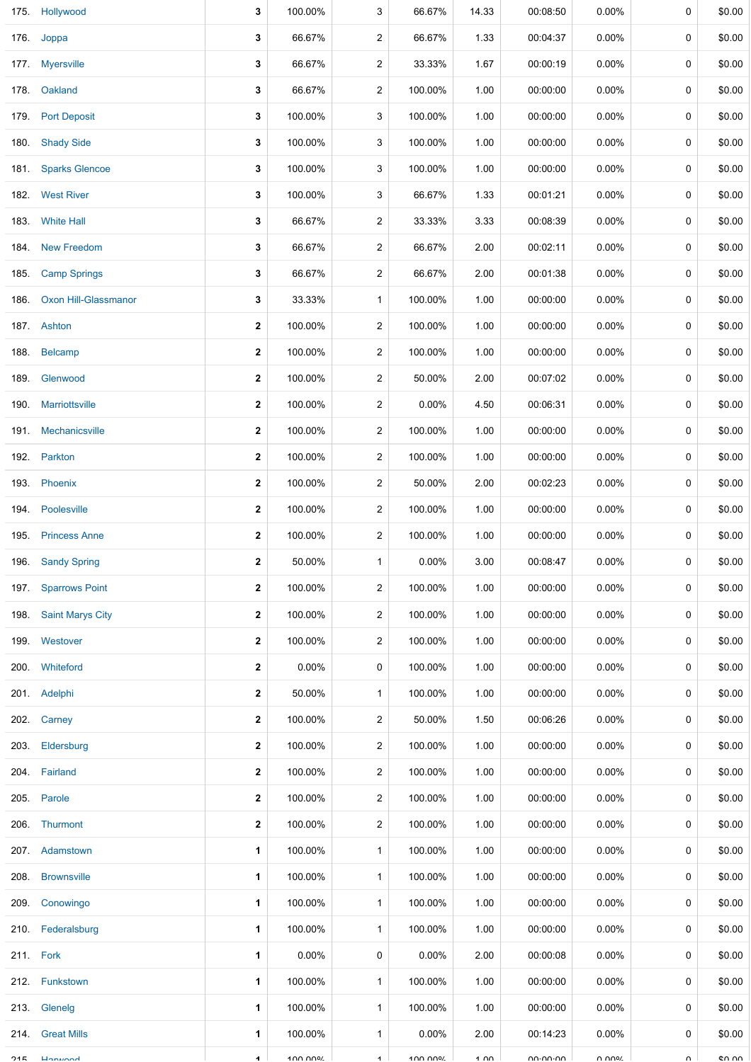| | | | | | | | | | | |
|---|---|---|---|---|---|---|---|---|---|---|
| 175. | Hollywood | 3 | 100.00% | 3 | 66.67% | 14.33 | 00:08:50 | 0.00% | 0 | $0.00 |
| 176. | Joppa | 3 | 66.67% | 2 | 66.67% | 1.33 | 00:04:37 | 0.00% | 0 | $0.00 |
| 177. | Myersville | 3 | 66.67% | 2 | 33.33% | 1.67 | 00:00:19 | 0.00% | 0 | $0.00 |
| 178. | Oakland | 3 | 66.67% | 2 | 100.00% | 1.00 | 00:00:00 | 0.00% | 0 | $0.00 |
| 179. | Port Deposit | 3 | 100.00% | 3 | 100.00% | 1.00 | 00:00:00 | 0.00% | 0 | $0.00 |
| 180. | Shady Side | 3 | 100.00% | 3 | 100.00% | 1.00 | 00:00:00 | 0.00% | 0 | $0.00 |
| 181. | Sparks Glencoe | 3 | 100.00% | 3 | 100.00% | 1.00 | 00:00:00 | 0.00% | 0 | $0.00 |
| 182. | West River | 3 | 100.00% | 3 | 66.67% | 1.33 | 00:01:21 | 0.00% | 0 | $0.00 |
| 183. | White Hall | 3 | 66.67% | 2 | 33.33% | 3.33 | 00:08:39 | 0.00% | 0 | $0.00 |
| 184. | New Freedom | 3 | 66.67% | 2 | 66.67% | 2.00 | 00:02:11 | 0.00% | 0 | $0.00 |
| 185. | Camp Springs | 3 | 66.67% | 2 | 66.67% | 2.00 | 00:01:38 | 0.00% | 0 | $0.00 |
| 186. | Oxon Hill-Glassmanor | 3 | 33.33% | 1 | 100.00% | 1.00 | 00:00:00 | 0.00% | 0 | $0.00 |
| 187. | Ashton | 2 | 100.00% | 2 | 100.00% | 1.00 | 00:00:00 | 0.00% | 0 | $0.00 |
| 188. | Belcamp | 2 | 100.00% | 2 | 100.00% | 1.00 | 00:00:00 | 0.00% | 0 | $0.00 |
| 189. | Glenwood | 2 | 100.00% | 2 | 50.00% | 2.00 | 00:07:02 | 0.00% | 0 | $0.00 |
| 190. | Marriottsville | 2 | 100.00% | 2 | 0.00% | 4.50 | 00:06:31 | 0.00% | 0 | $0.00 |
| 191. | Mechanicsville | 2 | 100.00% | 2 | 100.00% | 1.00 | 00:00:00 | 0.00% | 0 | $0.00 |
| 192. | Parkton | 2 | 100.00% | 2 | 100.00% | 1.00 | 00:00:00 | 0.00% | 0 | $0.00 |
| 193. | Phoenix | 2 | 100.00% | 2 | 50.00% | 2.00 | 00:02:23 | 0.00% | 0 | $0.00 |
| 194. | Poolesville | 2 | 100.00% | 2 | 100.00% | 1.00 | 00:00:00 | 0.00% | 0 | $0.00 |
| 195. | Princess Anne | 2 | 100.00% | 2 | 100.00% | 1.00 | 00:00:00 | 0.00% | 0 | $0.00 |
| 196. | Sandy Spring | 2 | 50.00% | 1 | 0.00% | 3.00 | 00:08:47 | 0.00% | 0 | $0.00 |
| 197. | Sparrows Point | 2 | 100.00% | 2 | 100.00% | 1.00 | 00:00:00 | 0.00% | 0 | $0.00 |
| 198. | Saint Marys City | 2 | 100.00% | 2 | 100.00% | 1.00 | 00:00:00 | 0.00% | 0 | $0.00 |
| 199. | Westover | 2 | 100.00% | 2 | 100.00% | 1.00 | 00:00:00 | 0.00% | 0 | $0.00 |
| 200. | Whiteford | 2 | 0.00% | 0 | 100.00% | 1.00 | 00:00:00 | 0.00% | 0 | $0.00 |
| 201. | Adelphi | 2 | 50.00% | 1 | 100.00% | 1.00 | 00:00:00 | 0.00% | 0 | $0.00 |
| 202. | Carney | 2 | 100.00% | 2 | 50.00% | 1.50 | 00:06:26 | 0.00% | 0 | $0.00 |
| 203. | Eldersburg | 2 | 100.00% | 2 | 100.00% | 1.00 | 00:00:00 | 0.00% | 0 | $0.00 |
| 204. | Fairland | 2 | 100.00% | 2 | 100.00% | 1.00 | 00:00:00 | 0.00% | 0 | $0.00 |
| 205. | Parole | 2 | 100.00% | 2 | 100.00% | 1.00 | 00:00:00 | 0.00% | 0 | $0.00 |
| 206. | Thurmont | 2 | 100.00% | 2 | 100.00% | 1.00 | 00:00:00 | 0.00% | 0 | $0.00 |
| 207. | Adamstown | 1 | 100.00% | 1 | 100.00% | 1.00 | 00:00:00 | 0.00% | 0 | $0.00 |
| 208. | Brownsville | 1 | 100.00% | 1 | 100.00% | 1.00 | 00:00:00 | 0.00% | 0 | $0.00 |
| 209. | Conowingo | 1 | 100.00% | 1 | 100.00% | 1.00 | 00:00:00 | 0.00% | 0 | $0.00 |
| 210. | Federalsburg | 1 | 100.00% | 1 | 100.00% | 1.00 | 00:00:00 | 0.00% | 0 | $0.00 |
| 211. | Fork | 1 | 0.00% | 0 | 0.00% | 2.00 | 00:00:08 | 0.00% | 0 | $0.00 |
| 212. | Funkstown | 1 | 100.00% | 1 | 100.00% | 1.00 | 00:00:00 | 0.00% | 0 | $0.00 |
| 213. | Glenelg | 1 | 100.00% | 1 | 100.00% | 1.00 | 00:00:00 | 0.00% | 0 | $0.00 |
| 214. | Great Mills | 1 | 100.00% | 1 | 0.00% | 2.00 | 00:14:23 | 0.00% | 0 | $0.00 |
| 215. | Harwood | 1 | 100.00% | 1 | 100.00% | 1.00 | 00:00:00 | 0.00% | 0 | $0.00 |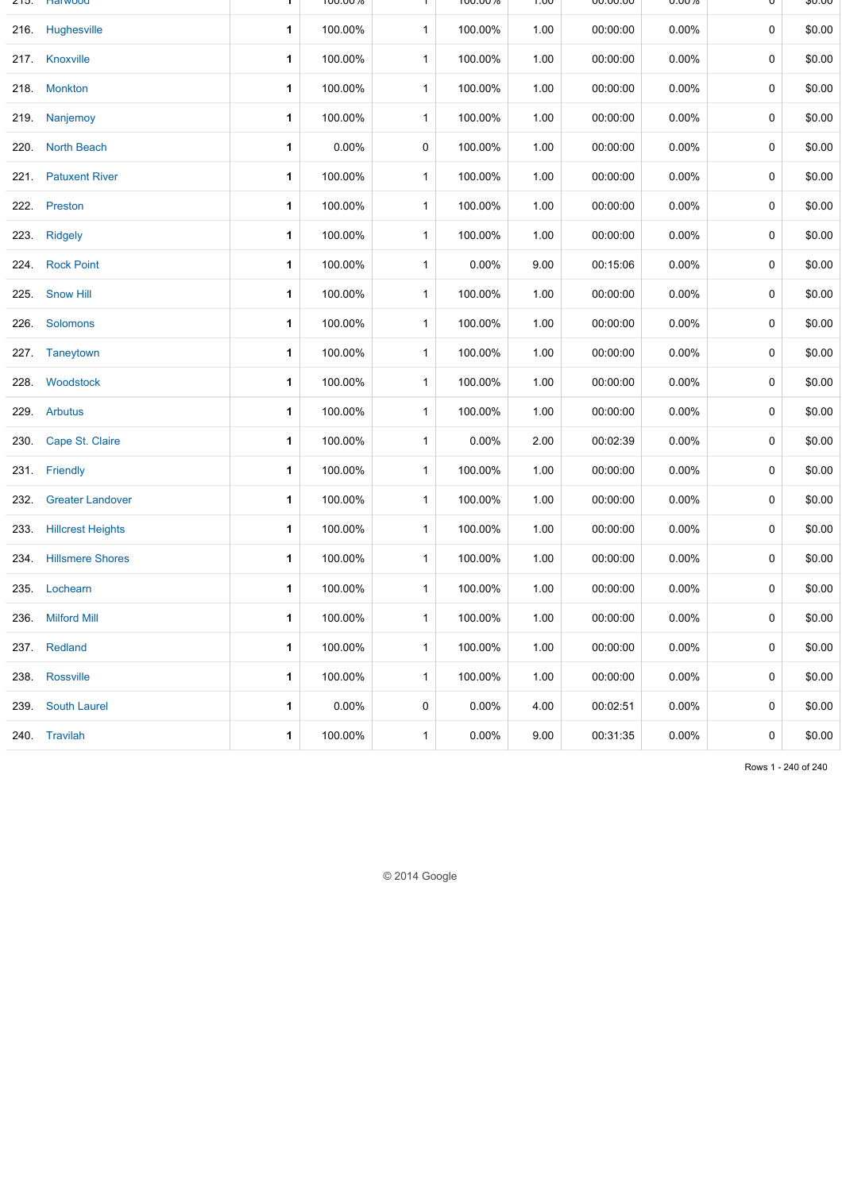| | | | | | | | | | | |
|---|---|---|---|---|---|---|---|---|---|---|
| 216. | Hughesville | 1 | 100.00% | 1 | 100.00% | 1.00 | 00:00:00 | 0.00% | 0 | $0.00 |
| 217. | Knoxville | 1 | 100.00% | 1 | 100.00% | 1.00 | 00:00:00 | 0.00% | 0 | $0.00 |
| 218. | Monkton | 1 | 100.00% | 1 | 100.00% | 1.00 | 00:00:00 | 0.00% | 0 | $0.00 |
| 219. | Nanjemoy | 1 | 100.00% | 1 | 100.00% | 1.00 | 00:00:00 | 0.00% | 0 | $0.00 |
| 220. | North Beach | 1 | 0.00% | 0 | 100.00% | 1.00 | 00:00:00 | 0.00% | 0 | $0.00 |
| 221. | Patuxent River | 1 | 100.00% | 1 | 100.00% | 1.00 | 00:00:00 | 0.00% | 0 | $0.00 |
| 222. | Preston | 1 | 100.00% | 1 | 100.00% | 1.00 | 00:00:00 | 0.00% | 0 | $0.00 |
| 223. | Ridgely | 1 | 100.00% | 1 | 100.00% | 1.00 | 00:00:00 | 0.00% | 0 | $0.00 |
| 224. | Rock Point | 1 | 100.00% | 1 | 0.00% | 9.00 | 00:15:06 | 0.00% | 0 | $0.00 |
| 225. | Snow Hill | 1 | 100.00% | 1 | 100.00% | 1.00 | 00:00:00 | 0.00% | 0 | $0.00 |
| 226. | Solomons | 1 | 100.00% | 1 | 100.00% | 1.00 | 00:00:00 | 0.00% | 0 | $0.00 |
| 227. | Taneytown | 1 | 100.00% | 1 | 100.00% | 1.00 | 00:00:00 | 0.00% | 0 | $0.00 |
| 228. | Woodstock | 1 | 100.00% | 1 | 100.00% | 1.00 | 00:00:00 | 0.00% | 0 | $0.00 |
| 229. | Arbutus | 1 | 100.00% | 1 | 100.00% | 1.00 | 00:00:00 | 0.00% | 0 | $0.00 |
| 230. | Cape St. Claire | 1 | 100.00% | 1 | 0.00% | 2.00 | 00:02:39 | 0.00% | 0 | $0.00 |
| 231. | Friendly | 1 | 100.00% | 1 | 100.00% | 1.00 | 00:00:00 | 0.00% | 0 | $0.00 |
| 232. | Greater Landover | 1 | 100.00% | 1 | 100.00% | 1.00 | 00:00:00 | 0.00% | 0 | $0.00 |
| 233. | Hillcrest Heights | 1 | 100.00% | 1 | 100.00% | 1.00 | 00:00:00 | 0.00% | 0 | $0.00 |
| 234. | Hillsmere Shores | 1 | 100.00% | 1 | 100.00% | 1.00 | 00:00:00 | 0.00% | 0 | $0.00 |
| 235. | Lochearn | 1 | 100.00% | 1 | 100.00% | 1.00 | 00:00:00 | 0.00% | 0 | $0.00 |
| 236. | Milford Mill | 1 | 100.00% | 1 | 100.00% | 1.00 | 00:00:00 | 0.00% | 0 | $0.00 |
| 237. | Redland | 1 | 100.00% | 1 | 100.00% | 1.00 | 00:00:00 | 0.00% | 0 | $0.00 |
| 238. | Rossville | 1 | 100.00% | 1 | 100.00% | 1.00 | 00:00:00 | 0.00% | 0 | $0.00 |
| 239. | South Laurel | 1 | 0.00% | 0 | 0.00% | 4.00 | 00:02:51 | 0.00% | 0 | $0.00 |
| 240. | Travilah | 1 | 100.00% | 1 | 0.00% | 9.00 | 00:31:35 | 0.00% | 0 | $0.00 |

Rows 1 - 240 of 240

© 2014 Google